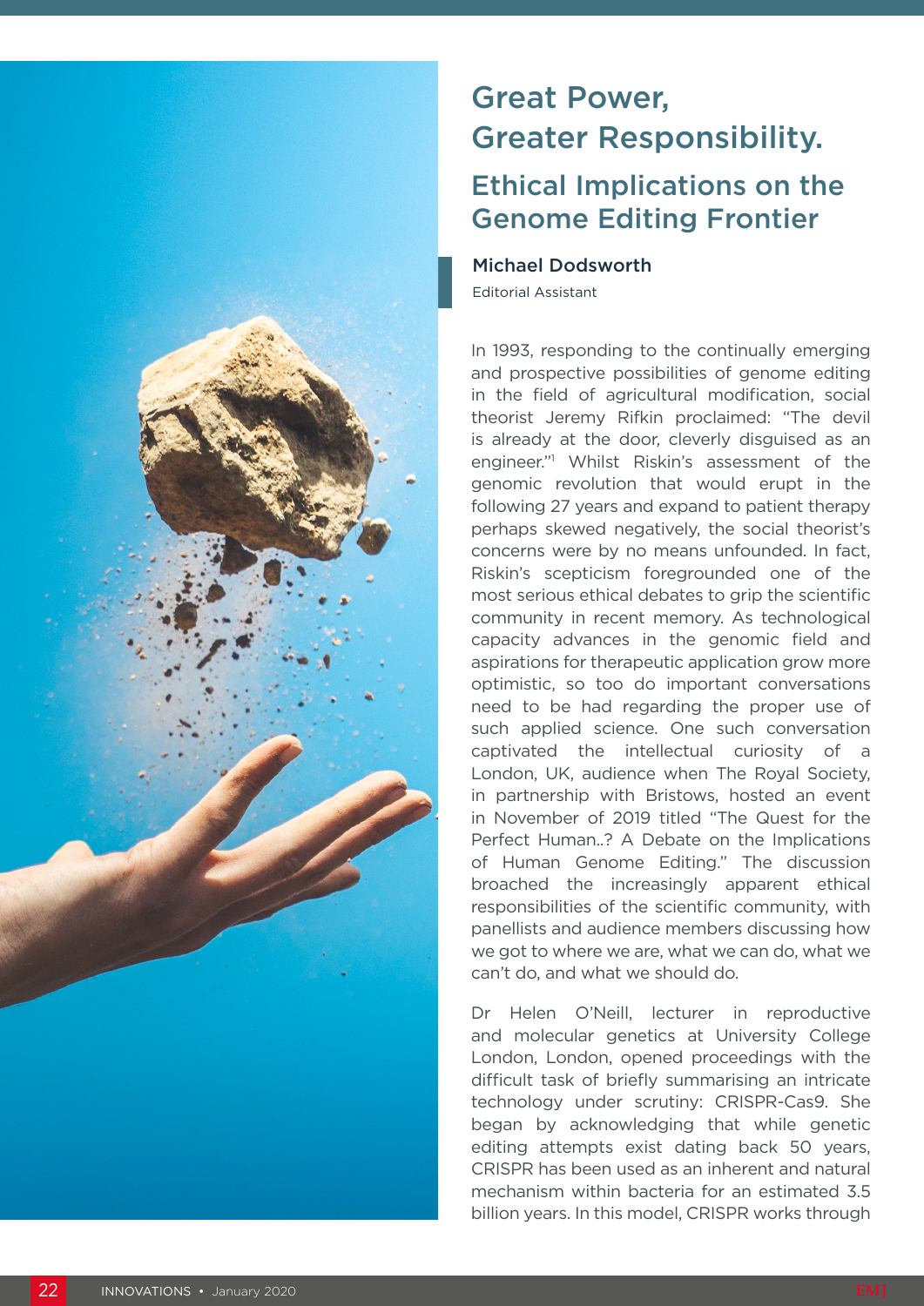# Great Power, Greater Responsibility.

## Ethical Implications on the Genome Editing Frontier

**Michael Dodsworth**

Editorial Assistant

In 1993, responding to the continually emerging and prospective possibilities of genome editing in the field of agricultural modification, social theorist Jeremy Rifkin proclaimed: "The devil is already at the door, cleverly disguised as an engineer."[1] Whilst Riskin's assessment of the genomic revolution that would erupt in the following 27 years and expand to patient therapy perhaps skewed negatively, the social theorist's concerns were by no means unfounded. In fact, Riskin's scepticism foregrounded one of the most serious ethical debates to grip the scientific community in recent memory. As technological capacity advances in the genomic field and aspirations for therapeutic application grow more optimistic, so too do important conversations need to be had regarding the proper use of such applied science. One such conversation captivated the intellectual curiosity of a London, UK, audience when The Royal Society, in partnership with Bristows, hosted an event in November of 2019 titled "The Quest for the Perfect Human..? A Debate on the Implications of Human Genome Editing." The discussion broached the increasingly apparent ethical responsibilities of the scientific community, with panellists and audience members discussing how we got to where we are, what we can do, what we can't do, and what we should do.

Dr Helen O'Neill, lecturer in reproductive and molecular genetics at University College London, London, opened proceedings with the difficult task of briefly summarising an intricate technology under scrutiny: CRISPR-Cas9. She began by acknowledging that while genetic editing attempts exist dating back 50 years, CRISPR has been used as an inherent and natural mechanism within bacteria for an estimated 3.5 billion years. In this model, CRISPR works through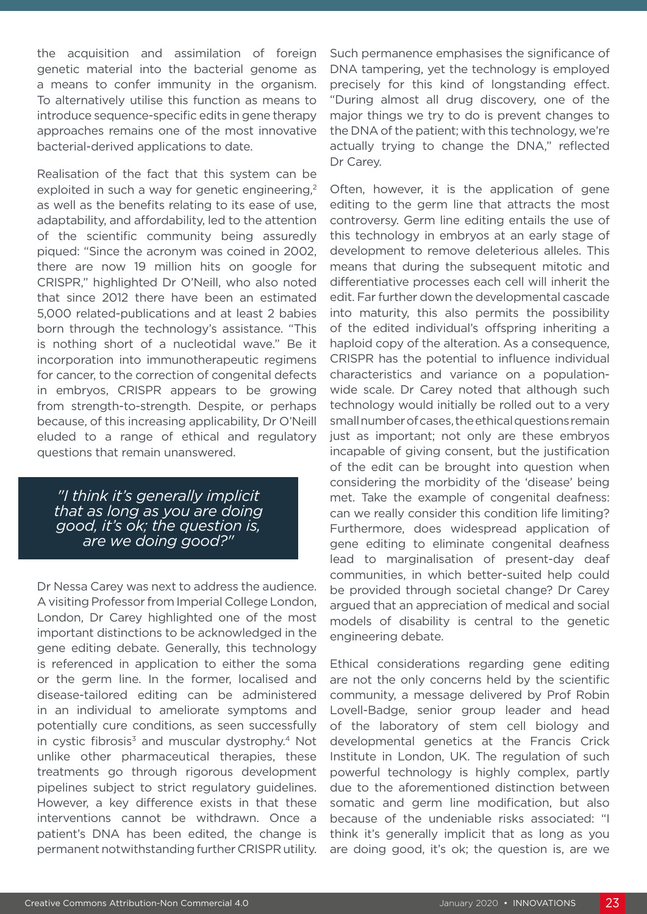the acquisition and assimilation of foreign genetic material into the bacterial genome as a means to confer immunity in the organism. To alternatively utilise this function as means to introduce sequence-specific edits in gene therapy approaches remains one of the most innovative bacterial-derived applications to date.

Realisation of the fact that this system can be exploited in such a way for genetic engineering,[2] as well as the benefits relating to its ease of use, adaptability, and affordability, led to the attention of the scientific community being assuredly piqued: "Since the acronym was coined in 2002, there are now 19 million hits on google for CRISPR," highlighted Dr O'Neill, who also noted that since 2012 there have been an estimated 5,000 related-publications and at least 2 babies born through the technology's assistance. "This is nothing short of a nucleotidal wave." Be it incorporation into immunotherapeutic regimens for cancer, to the correction of congenital defects in embryos, CRISPR appears to be growing from strength-to-strength. Despite, or perhaps because, of this increasing applicability, Dr O'Neill eluded to a range of ethical and regulatory questions that remain unanswered.

> *"I think it's generally implicit that as long as you are doing good, it's ok; the question is, are we doing good?"*

Dr Nessa Carey was next to address the audience. A visiting Professor from Imperial College London, London, Dr Carey highlighted one of the most important distinctions to be acknowledged in the gene editing debate. Generally, this technology is referenced in application to either the soma or the germ line. In the former, localised and disease-tailored editing can be administered in an individual to ameliorate symptoms and potentially cure conditions, as seen successfully in cystic fibrosis[3] and muscular dystrophy.[4] Not unlike other pharmaceutical therapies, these treatments go through rigorous development pipelines subject to strict regulatory guidelines. However, a key difference exists in that these interventions cannot be withdrawn. Once a patient's DNA has been edited, the change is permanent notwithstanding further CRISPR utility. Such permanence emphasises the significance of DNA tampering, yet the technology is employed precisely for this kind of longstanding effect. "During almost all drug discovery, one of the major things we try to do is prevent changes to the DNA of the patient; with this technology, we're actually trying to change the DNA," reflected Dr Carey.

Often, however, it is the application of gene editing to the germ line that attracts the most controversy. Germ line editing entails the use of this technology in embryos at an early stage of development to remove deleterious alleles. This means that during the subsequent mitotic and differentiative processes each cell will inherit the edit. Far further down the developmental cascade into maturity, this also permits the possibility of the edited individual's offspring inheriting a haploid copy of the alteration. As a consequence, CRISPR has the potential to influence individual characteristics and variance on a population-wide scale. Dr Carey noted that although such technology would initially be rolled out to a very small number of cases, the ethical questions remain just as important; not only are these embryos incapable of giving consent, but the justification of the edit can be brought into question when considering the morbidity of the 'disease' being met. Take the example of congenital deafness: can we really consider this condition life limiting? Furthermore, does widespread application of gene editing to eliminate congenital deafness lead to marginalisation of present-day deaf communities, in which better-suited help could be provided through societal change? Dr Carey argued that an appreciation of medical and social models of disability is central to the genetic engineering debate.

Ethical considerations regarding gene editing are not the only concerns held by the scientific community, a message delivered by Prof Robin Lovell-Badge, senior group leader and head of the laboratory of stem cell biology and developmental genetics at the Francis Crick Institute in London, UK. The regulation of such powerful technology is highly complex, partly due to the aforementioned distinction between somatic and germ line modification, but also because of the undeniable risks associated: "I think it's generally implicit that as long as you are doing good, it's ok; the question is, are we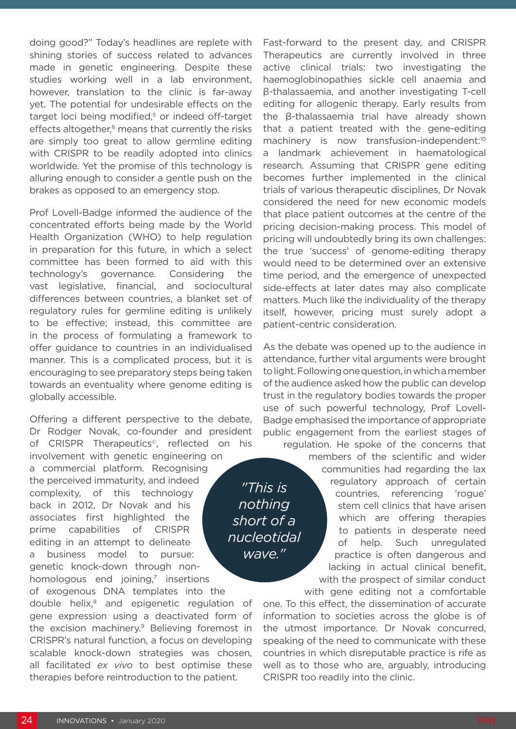doing good?" Today's headlines are replete with shining stories of success related to advances made in genetic engineering. Despite these studies working well in a lab environment, however, translation to the clinic is far-away yet. The potential for undesirable effects on the target loci being modified,[5] or indeed off-target effects altogether,[6] means that currently the risks are simply too great to allow germline editing with CRISPR to be readily adopted into clinics worldwide. Yet the promise of this technology is alluring enough to consider a gentle push on the brakes as opposed to an emergency stop.

Prof Lovell-Badge informed the audience of the concentrated efforts being made by the World Health Organization (WHO) to help regulation in preparation for this future, in which a select committee has been formed to aid with this technology's governance. Considering the vast legislative, financial, and sociocultural differences between countries, a blanket set of regulatory rules for germline editing is unlikely to be effective; instead, this committee are in the process of formulating a framework to offer guidance to countries in an individualised manner. This is a complicated process, but it is encouraging to see preparatory steps being taken towards an eventuality where genome editing is globally accessible.

Offering a different perspective to the debate, Dr Rodger Novak, co-founder and president of CRISPR Therapeutics©, reflected on his involvement with genetic engineering on a commercial platform. Recognising the perceived immaturity, and indeed complexity, of this technology back in 2012, Dr Novak and his associates first highlighted the prime capabilities of CRISPR editing in an attempt to delineate a business model to pursue: genetic knock-down through non-homologous end joining,[7] insertions of exogenous DNA templates into the double helix,[8] and epigenetic regulation of gene expression using a deactivated form of the excision machinery.[9] Believing foremost in CRISPR's natural function, a focus on developing scalable knock-down strategies was chosen, all facilitated *ex vivo* to best optimise these therapies before reintroduction to the patient.

> *"This is nothing short of a nucleotidal wave."*

Fast-forward to the present day, and CRISPR Therapeutics are currently involved in three active clinical trials: two investigating the haemoglobinopathies sickle cell anaemia and β-thalassaemia, and another investigating T-cell editing for allogenic therapy. Early results from the β-thalassaemia trial have already shown that a patient treated with the gene-editing machinery is now transfusion-independent:[10] a landmark achievement in haematological research. Assuming that CRISPR gene editing becomes further implemented in the clinical trials of various therapeutic disciplines, Dr Novak considered the need for new economic models that place patient outcomes at the centre of the pricing decision-making process. This model of pricing will undoubtedly bring its own challenges: the true 'success' of genome-editing therapy would need to be determined over an extensive time period, and the emergence of unexpected side-effects at later dates may also complicate matters. Much like the individuality of the therapy itself, however, pricing must surely adopt a patient-centric consideration.

As the debate was opened up to the audience in attendance, further vital arguments were brought to light. Following one question, in which a member of the audience asked how the public can develop trust in the regulatory bodies towards the proper use of such powerful technology, Prof Lovell-Badge emphasised the importance of appropriate public engagement from the earliest stages of regulation. He spoke of the concerns that members of the scientific and wider communities had regarding the lax regulatory approach of certain countries, referencing 'rogue' stem cell clinics that have arisen which are offering therapies to patients in desperate need of help. Such unregulated practice is often dangerous and lacking in actual clinical benefit, with the prospect of similar conduct with gene editing not a comfortable one. To this effect, the dissemination of accurate information to societies across the globe is of the utmost importance. Dr Novak concurred, speaking of the need to communicate with these countries in which disreputable practice is rife as well as to those who are, arguably, introducing CRISPR too readily into the clinic.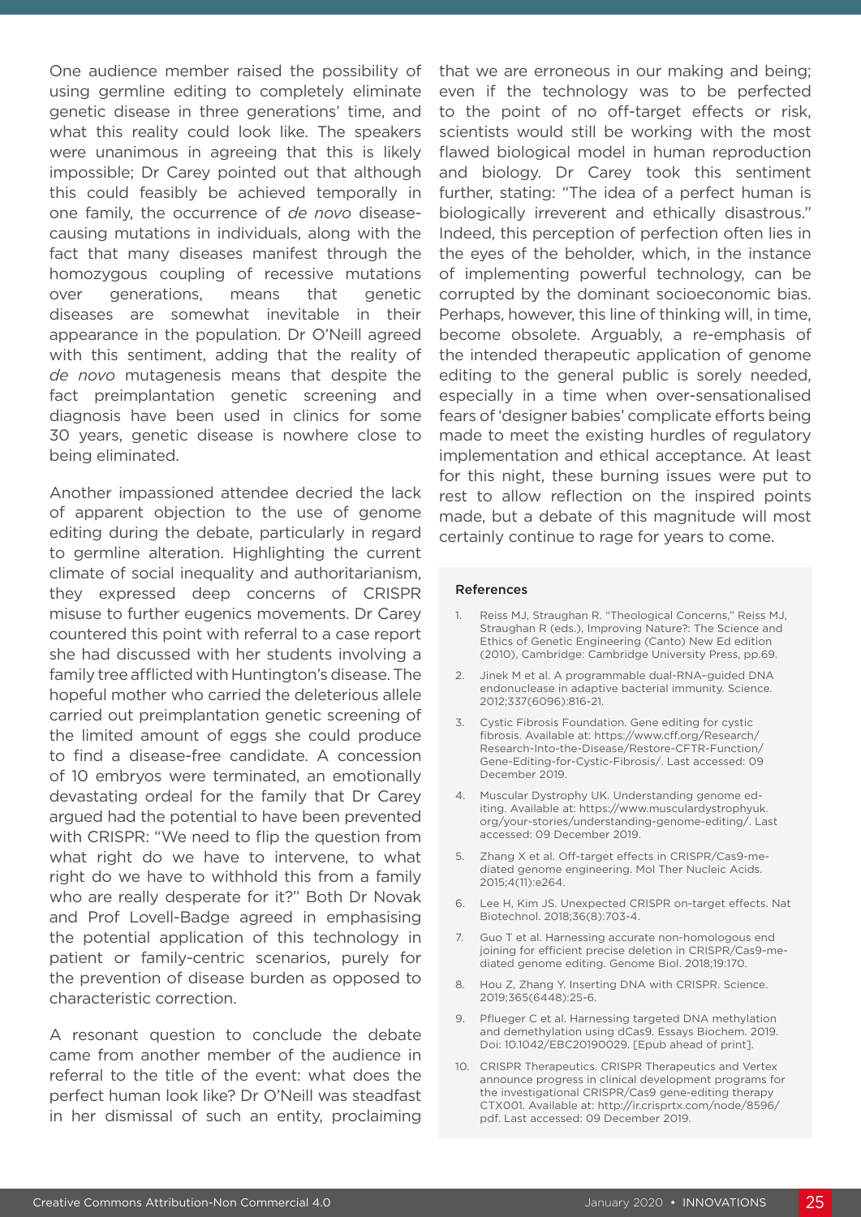One audience member raised the possibility of using germline editing to completely eliminate genetic disease in three generations' time, and what this reality could look like. The speakers were unanimous in agreeing that this is likely impossible; Dr Carey pointed out that although this could feasibly be achieved temporally in one family, the occurrence of *de novo* disease-causing mutations in individuals, along with the fact that many diseases manifest through the homozygous coupling of recessive mutations over generations, means that genetic diseases are somewhat inevitable in their appearance in the population. Dr O'Neill agreed with this sentiment, adding that the reality of *de novo* mutagenesis means that despite the fact preimplantation genetic screening and diagnosis have been used in clinics for some 30 years, genetic disease is nowhere close to being eliminated.

Another impassioned attendee decried the lack of apparent objection to the use of genome editing during the debate, particularly in regard to germline alteration. Highlighting the current climate of social inequality and authoritarianism, they expressed deep concerns of CRISPR misuse to further eugenics movements. Dr Carey countered this point with referral to a case report she had discussed with her students involving a family tree afflicted with Huntington's disease. The hopeful mother who carried the deleterious allele carried out preimplantation genetic screening of the limited amount of eggs she could produce to find a disease-free candidate. A concession of 10 embryos were terminated, an emotionally devastating ordeal for the family that Dr Carey argued had the potential to have been prevented with CRISPR: "We need to flip the question from what right do we have to intervene, to what right do we have to withhold this from a family who are really desperate for it?" Both Dr Novak and Prof Lovell-Badge agreed in emphasising the potential application of this technology in patient or family-centric scenarios, purely for the prevention of disease burden as opposed to characteristic correction.

A resonant question to conclude the debate came from another member of the audience in referral to the title of the event: what does the perfect human look like? Dr O'Neill was steadfast in her dismissal of such an entity, proclaiming that we are erroneous in our making and being; even if the technology was to be perfected to the point of no off-target effects or risk, scientists would still be working with the most flawed biological model in human reproduction and biology. Dr Carey took this sentiment further, stating: "The idea of a perfect human is biologically irreverent and ethically disastrous." Indeed, this perception of perfection often lies in the eyes of the beholder, which, in the instance of implementing powerful technology, can be corrupted by the dominant socioeconomic bias. Perhaps, however, this line of thinking will, in time, become obsolete. Arguably, a re-emphasis of the intended therapeutic application of genome editing to the general public is sorely needed, especially in a time when over-sensationalised fears of 'designer babies' complicate efforts being made to meet the existing hurdles of regulatory implementation and ethical acceptance. At least for this night, these burning issues were put to rest to allow reflection on the inspired points made, but a debate of this magnitude will most certainly continue to rage for years to come.

#### References

1. Reiss MJ, Straughan R. "Theological Concerns," Reiss MJ, Straughan R (eds.), Improving Nature?: The Science and Ethics of Genetic Engineering (Canto) New Ed edition (2010), Cambridge: Cambridge University Press, pp.69.
2. Jinek M et al. A programmable dual-RNA–guided DNA endonuclease in adaptive bacterial immunity. Science. 2012;337(6096):816-21.
3. Cystic Fibrosis Foundation. Gene editing for cystic fibrosis. Available at: https://www.cff.org/Research/Research-Into-the-Disease/Restore-CFTR-Function/Gene-Editing-for-Cystic-Fibrosis/. Last accessed: 09 December 2019.
4. Muscular Dystrophy UK. Understanding genome editing. Available at: https://www.musculardystrophyuk.org/your-stories/understanding-genome-editing/. Last accessed: 09 December 2019.
5. Zhang X et al. Off-target effects in CRISPR/Cas9-mediated genome engineering. Mol Ther Nucleic Acids. 2015;4(11):e264.
6. Lee H, Kim JS. Unexpected CRISPR on-target effects. Nat Biotechnol. 2018;36(8):703-4.
7. Guo T et al. Harnessing accurate non-homologous end joining for efficient precise deletion in CRISPR/Cas9-mediated genome editing. Genome Biol. 2018;19:170.
8. Hou Z, Zhang Y. Inserting DNA with CRISPR. Science. 2019;365(6448):25-6.
9. Pflueger C et al. Harnessing targeted DNA methylation and demethylation using dCas9. Essays Biochem. 2019. Doi: 10.1042/EBC20190029. [Epub ahead of print].
10. CRISPR Therapeutics. CRISPR Therapeutics and Vertex announce progress in clinical development programs for the investigational CRISPR/Cas9 gene-editing therapy CTX001. Available at: http://ir.crisprtx.com/node/8596/pdf. Last accessed: 09 December 2019.